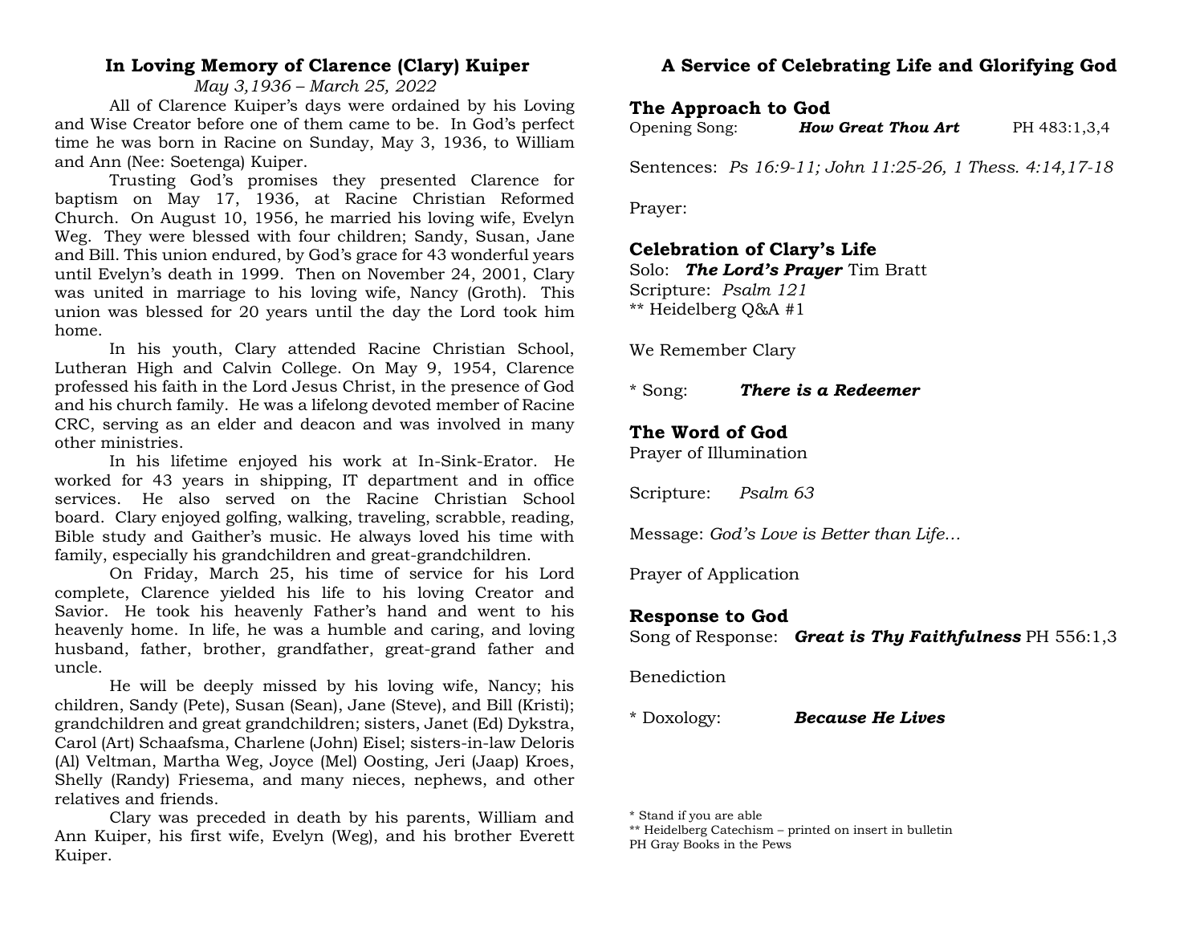## In Loving Memory of Clarence (Clary) Kuiper

*May 3,1936 – March 25, 2022*

All of Clarence Kuiper's days were ordained by his Loving and Wise Creator before one of them came to be. In God's perfect time he was born in Racine on Sunday, May 3, 1936, to William and Ann (Nee: Soetenga) Kuiper.

Trusting God's promises they presented Clarence for baptism on May 17, 1936, at Racine Christian Reformed Church. On August 10, 1956, he married his loving wife, Evelyn Weg. They were blessed with four children; Sandy, Susan, Jane and Bill. This union endured, by God's grace for 43 wonderful years until Evelyn's death in 1999. Then on November 24, 2001, Clary was united in marriage to his loving wife, Nancy (Groth). This union was blessed for 20 years until the day the Lord took him home.

In his youth, Clary attended Racine Christian School, Lutheran High and Calvin College. On May 9, 1954, Clarence professed his faith in the Lord Jesus Christ, in the presence of God and his church family. He was a lifelong devoted member of Racine CRC, serving as an elder and deacon and was involved in many other ministries.

In his lifetime enjoyed his work at In-Sink-Erator. He worked for 43 years in shipping, IT department and in office services. He also served on the Racine Christian School board. Clary enjoyed golfing, walking, traveling, scrabble, reading, Bible study and Gaither's music. He always loved his time with family, especially his grandchildren and great-grandchildren.

On Friday, March 25, his time of service for his Lord complete, Clarence yielded his life to his loving Creator and Savior. He took his heavenly Father's hand and went to his heavenly home. In life, he was a humble and caring, and loving husband, father, brother, grandfather, great-grand father and uncle.

He will be deeply missed by his loving wife, Nancy; his children, Sandy (Pete), Susan (Sean), Jane (Steve), and Bill (Kristi); grandchildren and great grandchildren; sisters, Janet (Ed) Dykstra, Carol (Art) Schaafsma, Charlene (John) Eisel; sisters-in-law Deloris (Al) Veltman, Martha Weg, Joyce (Mel) Oosting, Jeri (Jaap) Kroes, Shelly (Randy) Friesema, and many nieces, nephews, and other relatives and friends.

Clary was preceded in death by his parents, William and Ann Kuiper, his first wife, Evelyn (Weg), and his brother Everett Kuiper.

## A Service of Celebrating Life and Glorifying God

### The Approach to God

Opening Song: ***How Great Thou Art*** PH 483:1,3,4

Sentences: *Ps 16:9-11; John 11:25-26, 1 Thess. 4:14,17-18*

Prayer:

### Celebration of Clary's Life

Solo: ***The Lord's Prayer*** Tim Bratt
Scripture: *Psalm 121*
** Heidelberg Q&A #1

We Remember Clary

* Song: ***There is a Redeemer***

### The Word of God

Prayer of Illumination

Scripture: *Psalm 63*

Message: *God's Love is Better than Life…*

Prayer of Application

### Response to God

Song of Response: ***Great is Thy Faithfulness*** PH 556:1,3

Benediction

* Doxology: ***Because He Lives***

\* Stand if you are able
** Heidelberg Catechism – printed on insert in bulletin
PH Gray Books in the Pews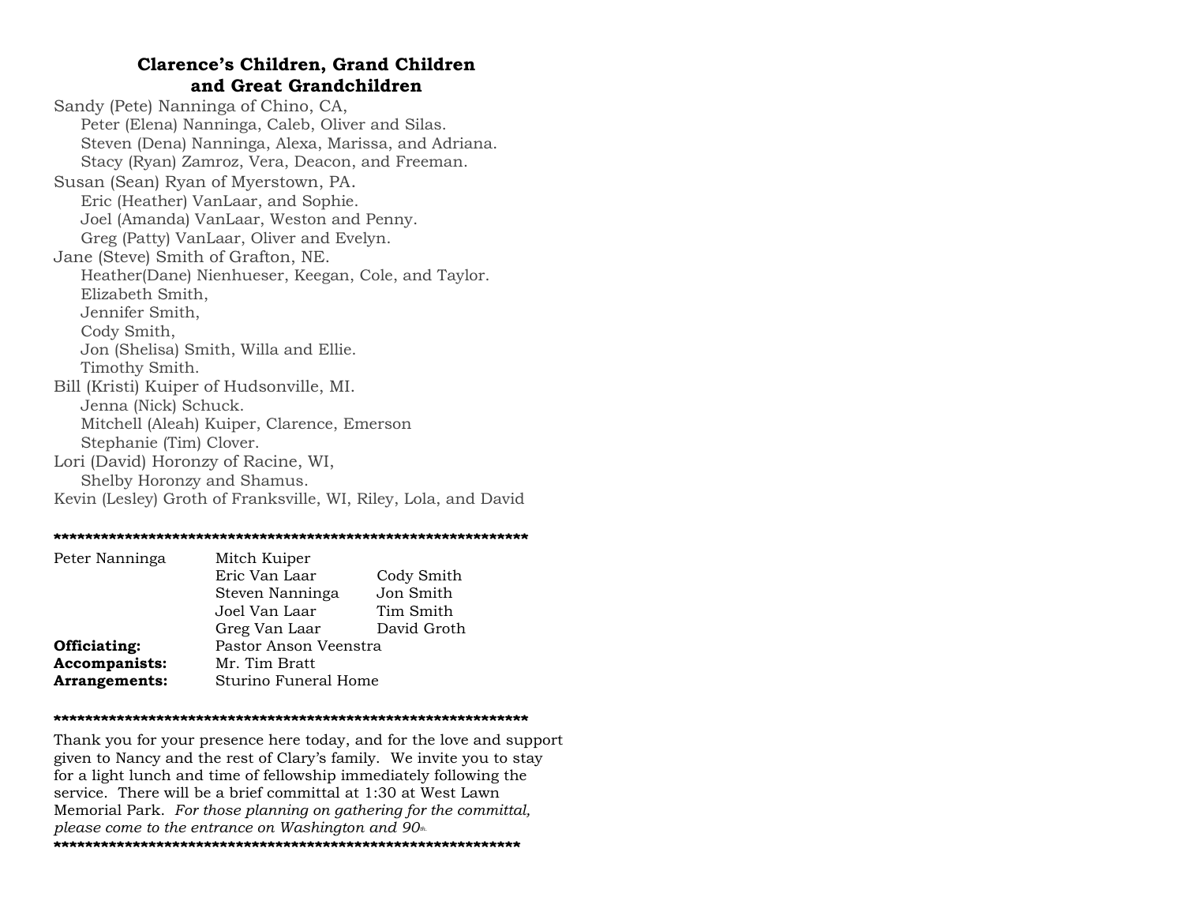## Clarence's Children, Grand Children and Great Grandchildren

Sandy (Pete) Nanninga of Chino, CA,
- Peter (Elena) Nanninga, Caleb, Oliver and Silas.
- Steven (Dena) Nanninga, Alexa, Marissa, and Adriana.
- Stacy (Ryan) Zamroz, Vera, Deacon, and Freeman.

Susan (Sean) Ryan of Myerstown, PA.
- Eric (Heather) VanLaar, and Sophie.
- Joel (Amanda) VanLaar, Weston and Penny.
- Greg (Patty) VanLaar, Oliver and Evelyn.

Jane (Steve) Smith of Grafton, NE.
- Heather(Dane) Nienhueser, Keegan, Cole, and Taylor.
- Elizabeth Smith,
- Jennifer Smith,
- Cody Smith,
- Jon (Shelisa) Smith, Willa and Ellie.
- Timothy Smith.

Bill (Kristi) Kuiper of Hudsonville, MI.
- Jenna (Nick) Schuck.
- Mitchell (Aleah) Kuiper, Clarence, Emerson
- Stephanie (Tim) Clover.

Lori (David) Horonzy of Racine, WI,
- Shelby Horonzy and Shamus.

Kevin (Lesley) Groth of Franksville, WI, Riley, Lola, and David

**************************************************************

| | | |
|---|---|---|
| Peter Nanninga | Mitch Kuiper | |
| | Eric Van Laar | Cody Smith |
| | Steven Nanninga | Jon Smith |
| | Joel Van Laar | Tim Smith |
| | Greg Van Laar | David Groth |
| **Officiating:** | Pastor Anson Veenstra | |
| **Accompanists:** | Mr. Tim Bratt | |
| **Arrangements:** | Sturino Funeral Home | |

**************************************************************

Thank you for your presence here today, and for the love and support given to Nancy and the rest of Clary's family. We invite you to stay for a light lunch and time of fellowship immediately following the service. There will be a brief committal at 1:30 at West Lawn Memorial Park. *For those planning on gathering for the committal, please come to the entrance on Washington and 90th.*

**************************************************************